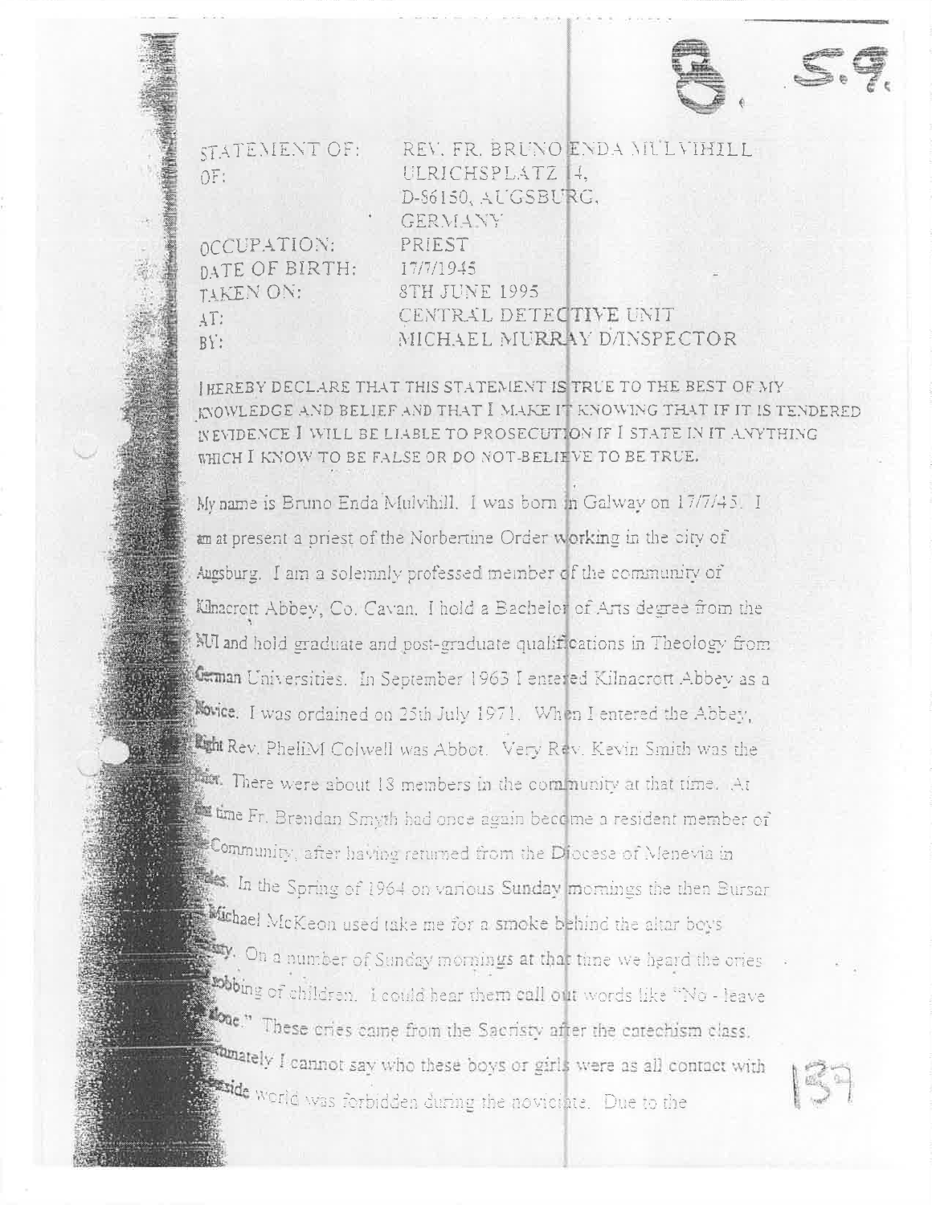8. S.9.

| | |
|---|---|
| STATEMENT OF: | REV. FR. BRUNO ENDA MULVIHILL |
| OF: | ULRICHSPLATZ 14, D-86150, AUGSBURG, GERMANY |
| OCCUPATION: | PRIEST |
| DATE OF BIRTH: | 17/7/1945 |
| TAKEN ON: | 8TH JUNE 1995 |
| AT: | CENTRAL DETECTIVE UNIT |
| BY: | MICHAEL MURRAY D/INSPECTOR |

I HEREBY DECLARE THAT THIS STATEMENT IS TRUE TO THE BEST OF MY KNOWLEDGE AND BELIEF AND THAT I MAKE IT KNOWING THAT IF IT IS TENDERED IN EVIDENCE I WILL BE LIABLE TO PROSECUTION IF I STATE IN IT ANYTHING WHICH I KNOW TO BE FALSE OR DO NOT BELIEVE TO BE TRUE.

My name is Bruno Enda Mulvihill. I was born in Galway on 17/7/45. I am at present a priest of the Norbertine Order working in the city of Augsburg. I am a solemnly professed member of the community of Kilnacrott Abbey, Co. Cavan. I hold a Bachelor of Arts degree from the NUI and hold graduate and post-graduate qualifications in Theology from German Universities. In September 1963 I entered Kilnacrott Abbey as a Novice. I was ordained on 25th July 1971. When I entered the Abbey, Right Rev. PheliM Colwell was Abbot. Very Rev. Kevin Smith was the Prior. There were about 18 members in the community at that time. At that time Fr. Brendan Smyth had once again become a resident member of the Community, after having returned from the Diocese of Menevia in Wales. In the Spring of 1964 on various Sunday mornings the then Bursar Michael McKeon used take me for a smoke behind the altar boys sacristy. On a number of Sunday mornings at that time we heard the cries and sobbing of children. I could hear them call out words like "No - leave me alone." These cries came from the Sacristy after the catechism class. Unfortunately I cannot say who these boys or girls were as all contact with the outside world was forbidden during the novitiate. Due to the

139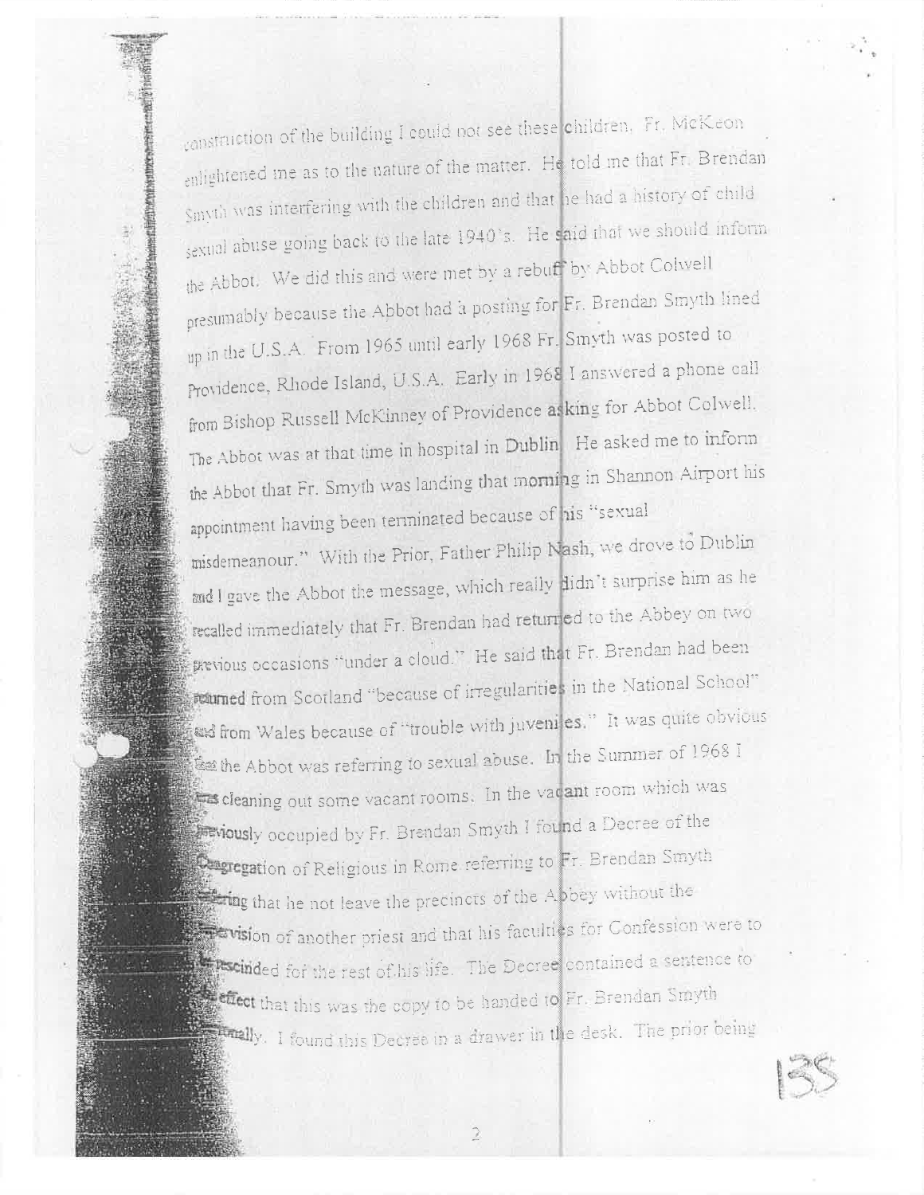construction of the building I could not see these children. Fr. McKeon enlightened me as to the nature of the matter. He told me that Fr. Brendan Smyth was interfering with the children and that he had a history of child sexual abuse going back to the late 1940's. He said that we should inform the Abbot. We did this and were met by a rebuff by Abbot Colwell presumably because the Abbot had a posting for Fr. Brendan Smyth lined up in the U.S.A. From 1965 until early 1968 Fr. Smyth was posted to Providence, Rhode Island, U.S.A. Early in 1968 I answered a phone call from Bishop Russell McKinney of Providence asking for Abbot Colwell. The Abbot was at that time in hospital in Dublin. He asked me to inform the Abbot that Fr. Smyth was landing that morning in Shannon Airport his appointment having been terminated because of his "sexual misdemeanour." With the Prior, Father Philip Nash, we drove to Dublin and I gave the Abbot the message, which really didn't surprise him as he recalled immediately that Fr. Brendan had returned to the Abbey on two previous occasions "under a cloud." He said that Fr. Brendan had been returned from Scotland "because of irregularities in the National School" and from Wales because of "trouble with juveniles." It was quite obvious that the Abbot was referring to sexual abuse. In the Summer of 1968 I was cleaning out some vacant rooms. In the vacant room which was previously occupied by Fr. Brendan Smyth I found a Decree of the Congregation of Religious in Rome referring to Fr. Brendan Smyth ordering that he not leave the precincts of the Abbey without the supervision of another priest and that his faculties for Confession were to be rescinded for the rest of his life. The Decree contained a sentence to the effect that this was the copy to be handed to Fr. Brendan Smyth personally. I found this Decree in a drawer in the desk. The prior being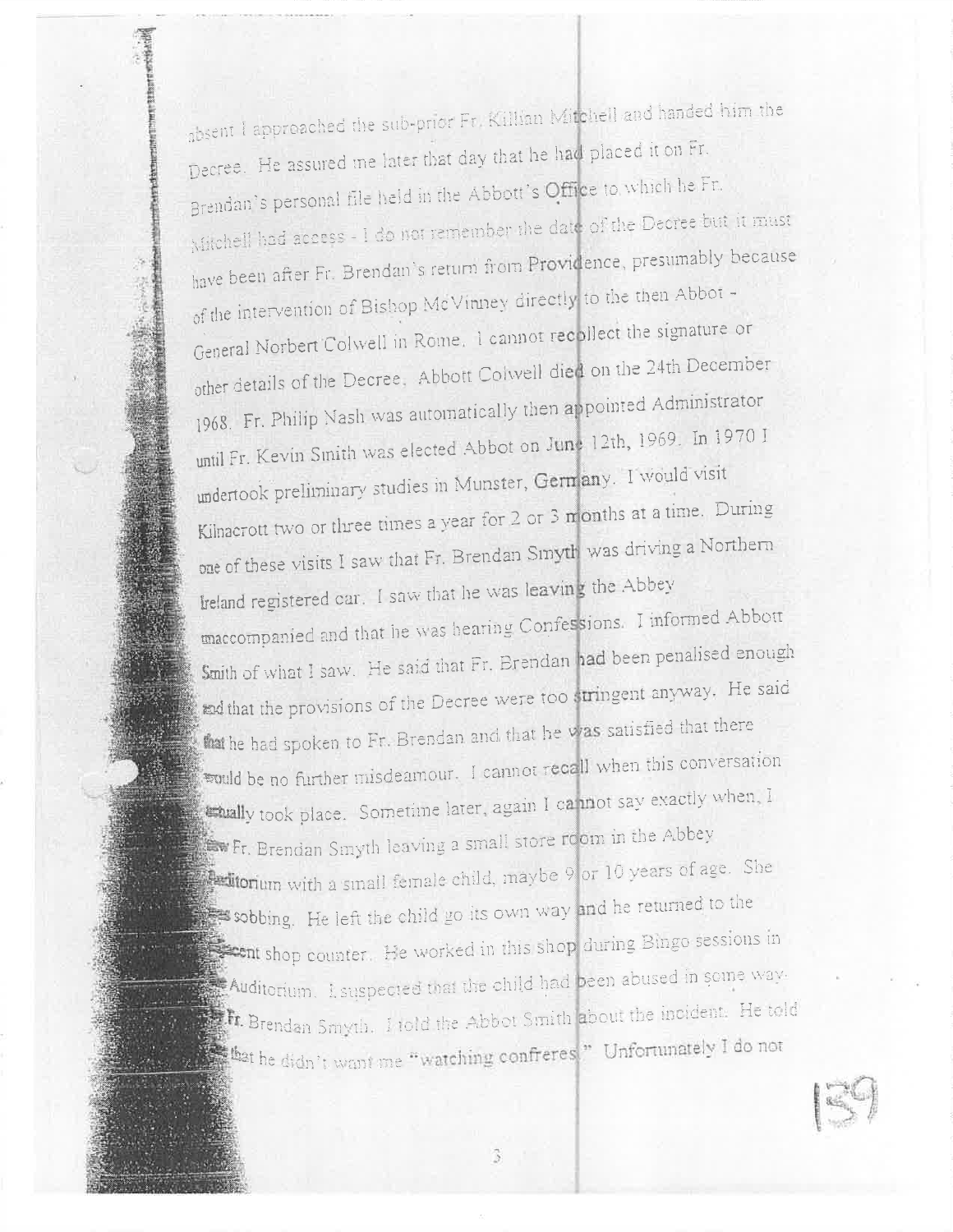absent I approached the sub-prior Fr. Killian Mitchell and handed him the Decree. He assured me later that day that he had placed it on Fr. Brendan's personal file held in the Abbott's Office to which he Fr. Mitchell had access - I do not remember the date of the Decree but it must have been after Fr. Brendan's return from Providence, presumably because of the intervention of Bishop McVinney directly to the then Abbot - General Norbert Colwell in Rome. I cannot recollect the signature or other details of the Decree. Abbott Colwell died on the 24th December 1968. Fr. Philip Nash was automatically then appointed Administrator until Fr. Kevin Smith was elected Abbot on June 12th, 1969. In 1970 I undertook preliminary studies in Munster, Germany. I would visit Kilnacrott two or three times a year for 2 or 3 months at a time. During one of these visits I saw that Fr. Brendan Smyth was driving a Northern Ireland registered car. I saw that he was leaving the Abbey unaccompanied and that he was hearing Confessions. I informed Abbott Smith of what I saw. He said that Fr. Brendan had been penalised enough and that the provisions of the Decree were too stringent anyway. He said that he had spoken to Fr. Brendan and that he was satisfied that there would be no further misdeamour. I cannot recall when this conversation actually took place. Sometime later, again I cannot say exactly when, I saw Fr. Brendan Smyth leaving a small store room in the Abbey Auditorium with a small female child, maybe 9 or 10 years of age. She was sobbing. He left the child go its own way and he returned to the adjacent shop counter. He worked in this shop during Bingo sessions in the Auditorium. I suspected that the child had been abused in some way by Fr. Brendan Smyth. I told the Abbot Smith about the incident. He told me that he didn't want me "watching confreres." Unfortunately I do not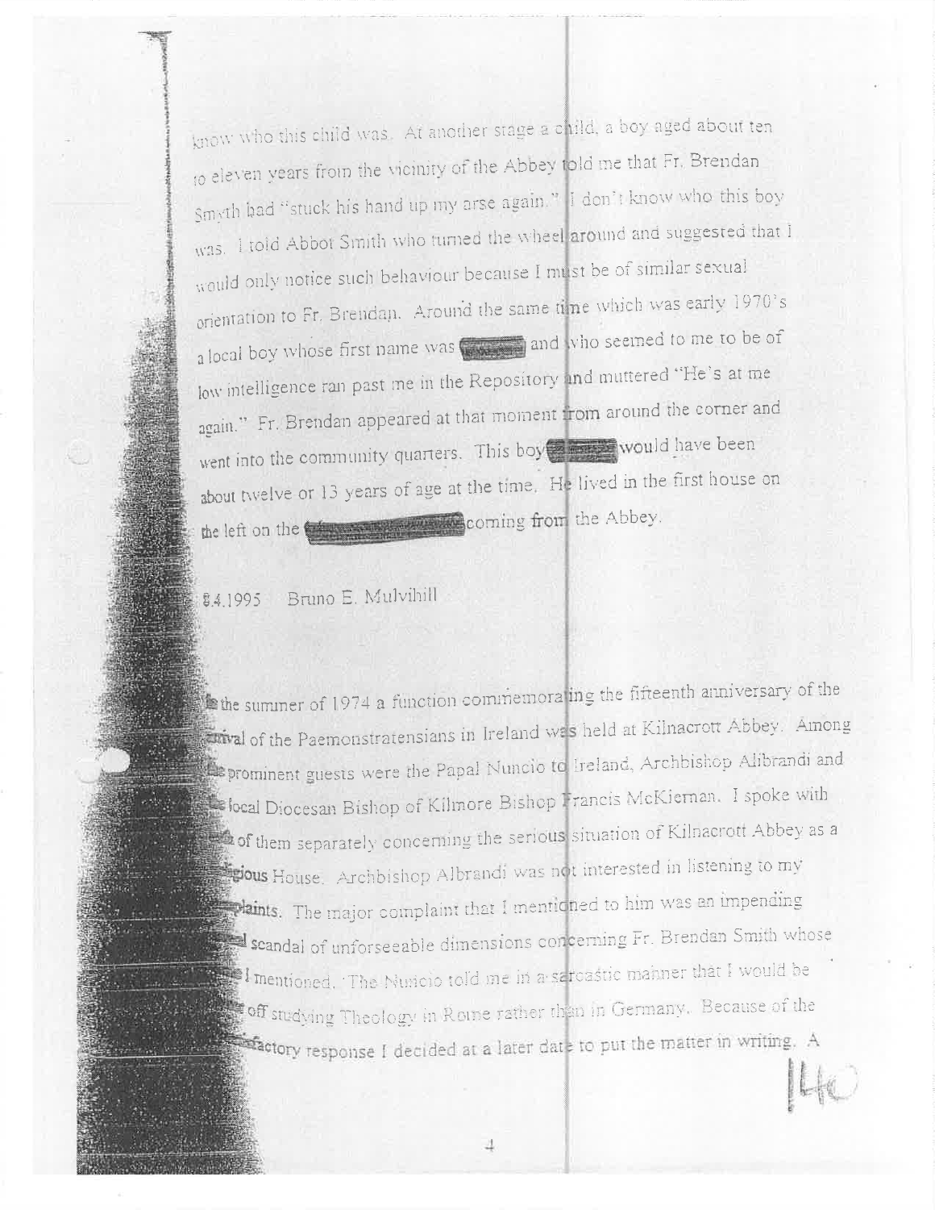know who this child was. At another stage a child, a boy aged about ten to eleven years from the vicinity of the Abbey told me that Fr. Brendan Smyth had "stuck his hand up my arse again." I don't know who this boy was. I told Abbot Smith who turned the wheel around and suggested that I would only notice such behaviour because I must be of similar sexual orientation to Fr. Brendan. Around the same time which was early 1970's a local boy whose first name was [redacted] and who seemed to me to be of low intelligence ran past me in the Repository and muttered "He's at me again." Fr. Brendan appeared at that moment from around the corner and went into the community quarters. This boy [redacted] would have been about twelve or 13 years of age at the time. He lived in the first house on the left on the [redacted] coming from the Abbey.

8.4.1995 Bruno E. Mulvihill

In the summer of 1974 a function commemorating the fifteenth anniversary of the arrival of the Paemonstratensians in Ireland was held at Kilnacrott Abbey. Among the prominent guests were the Papal Nuncio to Ireland, Archbishop Alibrandi and the local Diocesan Bishop of Kilmore Bishop Francis McKiernan. I spoke with both of them separately concerning the serious situation of Kilnacrott Abbey as a religious House. Archbishop Albrandi was not interested in listening to my complaints. The major complaint that I mentioned to him was an impending sexual scandal of unforseeable dimensions concerning Fr. Brendan Smith whose name I mentioned. The Nuncio told me in a sarcastic manner that I would be better off studying Theology in Rome rather than in Germany. Because of the unsatisfactory response I decided at a later date to put the matter in writing. A

140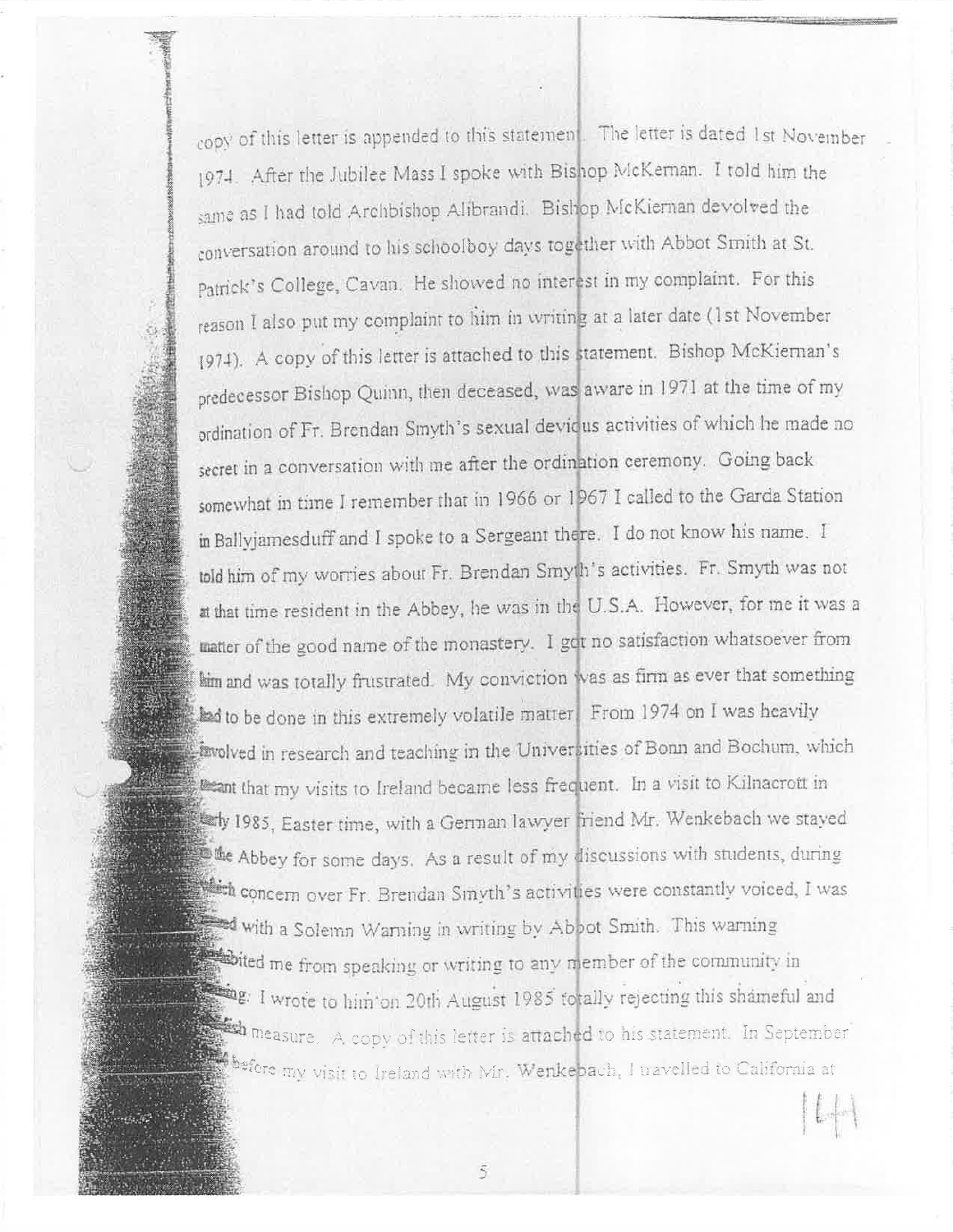copy of this letter is appended to this statement. The letter is dated 1st November 1974. After the Jubilee Mass I spoke with Bishop McKernan. I told him the same as I had told Archbishop Alibrandi. Bishop McKiernan devolved the conversation around to his schoolboy days together with Abbot Smith at St. Patrick's College, Cavan. He showed no interest in my complaint. For this reason I also put my complaint to him in writing at a later date (1st November 1974). A copy of this letter is attached to this statement. Bishop McKiernan's predecessor Bishop Quinn, then deceased, was aware in 1971 at the time of my ordination of Fr. Brendan Smyth's sexual devious activities of which he made no secret in a conversation with me after the ordination ceremony. Going back somewhat in time I remember that in 1966 or 1967 I called to the Garda Station in Ballyjamesduff and I spoke to a Sergeant there. I do not know his name. I told him of my worries about Fr. Brendan Smyth's activities. Fr. Smyth was not at that time resident in the Abbey, he was in the U.S.A. However, for me it was a matter of the good name of the monastery. I got no satisfaction whatsoever from him and was totally frustrated. My conviction was as firm as ever that something had to be done in this extremely volatile matter. From 1974 on I was heavily involved in research and teaching in the Universities of Bonn and Bochum, which meant that my visits to Ireland became less frequent. In a visit to Kilnacrott in early 1985, Easter time, with a German lawyer friend Mr. Wenkebach we stayed in the Abbey for some days. As a result of my discussions with students, during which concern over Fr. Brendan Smyth's activities were constantly voiced, I was served with a Solemn Warning in writing by Abbot Smith. This warning prohibited me from speaking or writing to any member of the community in ...ing. I wrote to him on 20th August 1985 totally rejecting this shameful and ...h measure. A copy of this letter is attached to his statement. In September ... before my visit to Ireland with Mr. Wenkebach, I travelled to California at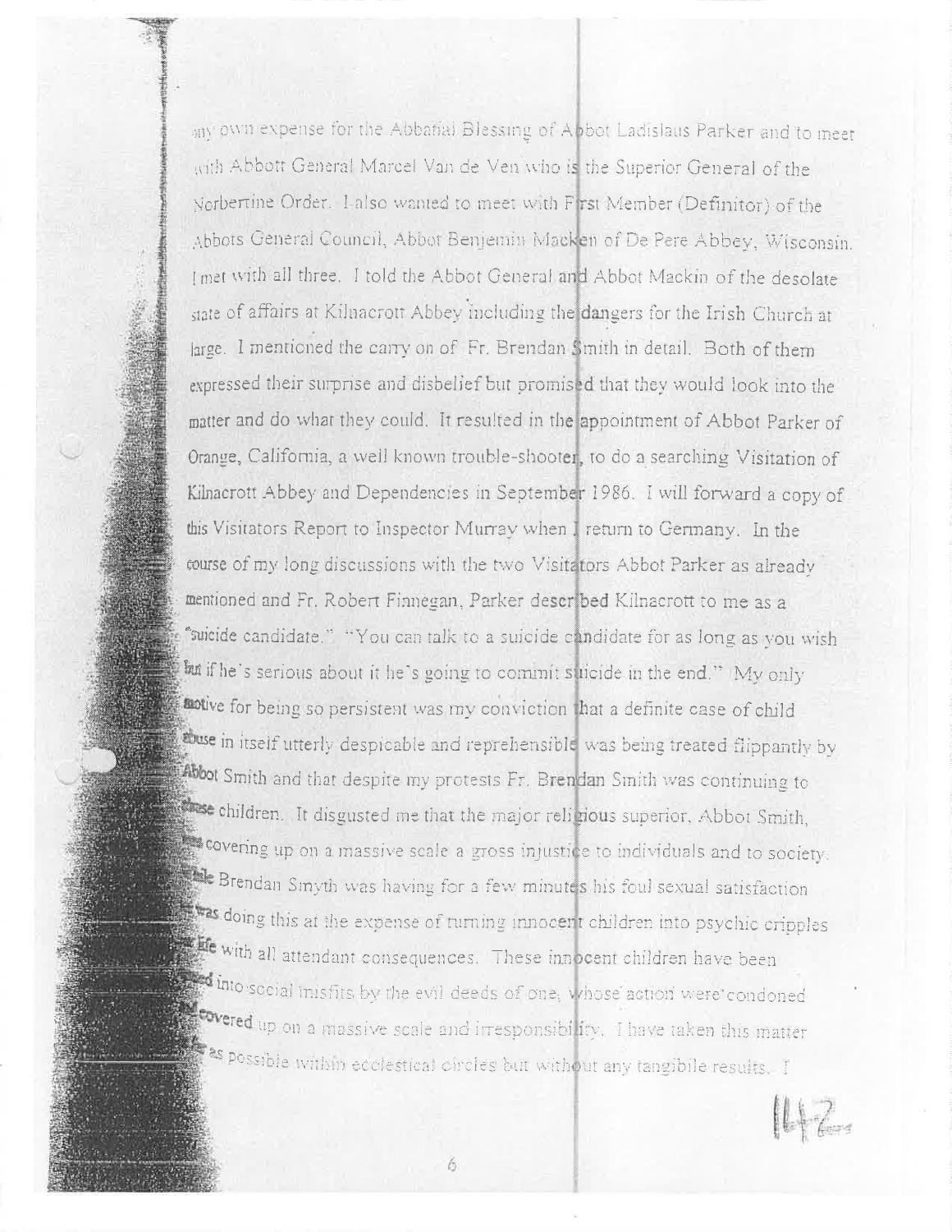my own expense for the Abbatial Blessing of Abbot Ladislaus Parker and to meet with Abbott General Marcel Van de Ven who is the Superior General of the Norbertine Order. I also wanted to meet with First Member (Definitor) of the Abbots General Council, Abbot Benjemin Macken of De Pere Abbey, Wisconsin. I met with all three. I told the Abbot General and Abbot Mackin of the desolate state of affairs at Kilnacrott Abbey including the dangers for the Irish Church at large. I mentioned the carry on of Fr. Brendan Smith in detail. Both of them expressed their surprise and disbelief but promised that they would look into the matter and do what they could. It resulted in the appointment of Abbot Parker of Orange, California, a well known trouble-shooter, to do a searching Visitation of Kilnacrott Abbey and Dependencies in September 1986. I will forward a copy of this Visitators Report to Inspector Murray when I return to Germany. In the course of my long discussions with the two Visitators Abbot Parker as already mentioned and Fr. Robert Finnegan, Parker described Kilnacrott to me as a "suicide candidate." "You can talk to a suicide candidate for as long as you wish but if he's serious about it he's going to commit suicide in the end." My only motive for being so persistent was my conviction that a definite case of child abuse in itself utterly despicable and reprehensible was being treated flippantly by Abbot Smith and that despite my protests Fr. Brendan Smith was continuing to abuse children. It disgusted me that the major religious superior, Abbot Smith, was covering up on a massive scale a gross injustice to individuals and to society. While Brendan Smyth was having for a few minutes his foul sexual satisfaction he was doing this at the expense of turning innocent children into psychic cripples for life with all attendant consequences. These innocent children have been turned into social misfits by the evil deeds of one, whose action were condoned and covered up on a massive scale and irresponsibility. I have taken this matter as far as possible within ecclestical circles but without any tangibile results. I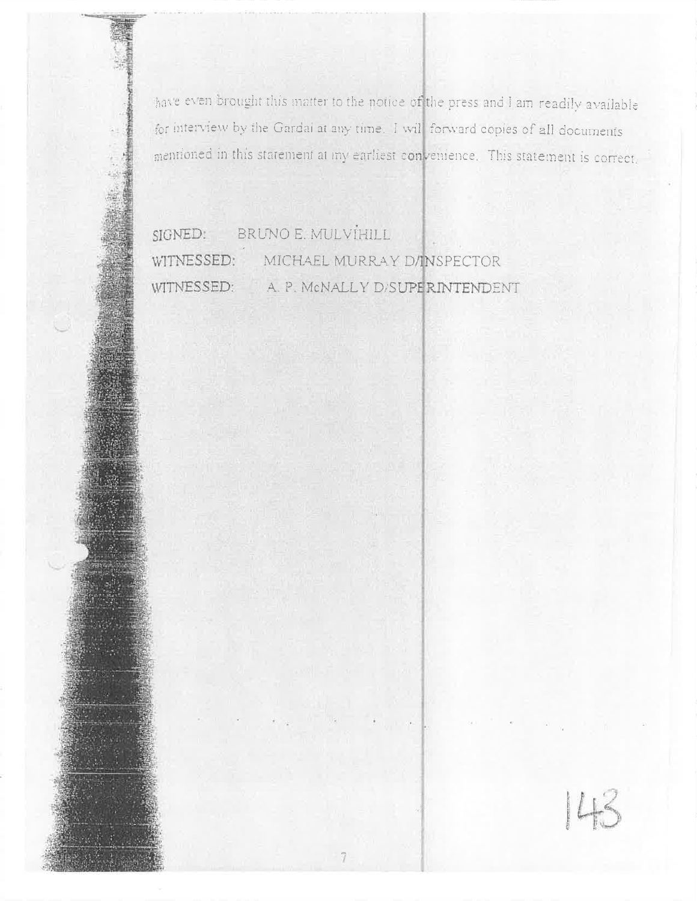have even brought this matter to the notice of the press and I am readily available for interview by the Gardai at any time. I will forward copies of all documents mentioned in this statement at my earliest convenience. This statement is correct.

SIGNED: BRUNO E. MULVIHILL

WITNESSED: MICHAEL MURRAY D/INSPECTOR

WITNESSED: A. P. McNALLY D/SUPERINTENDENT

143